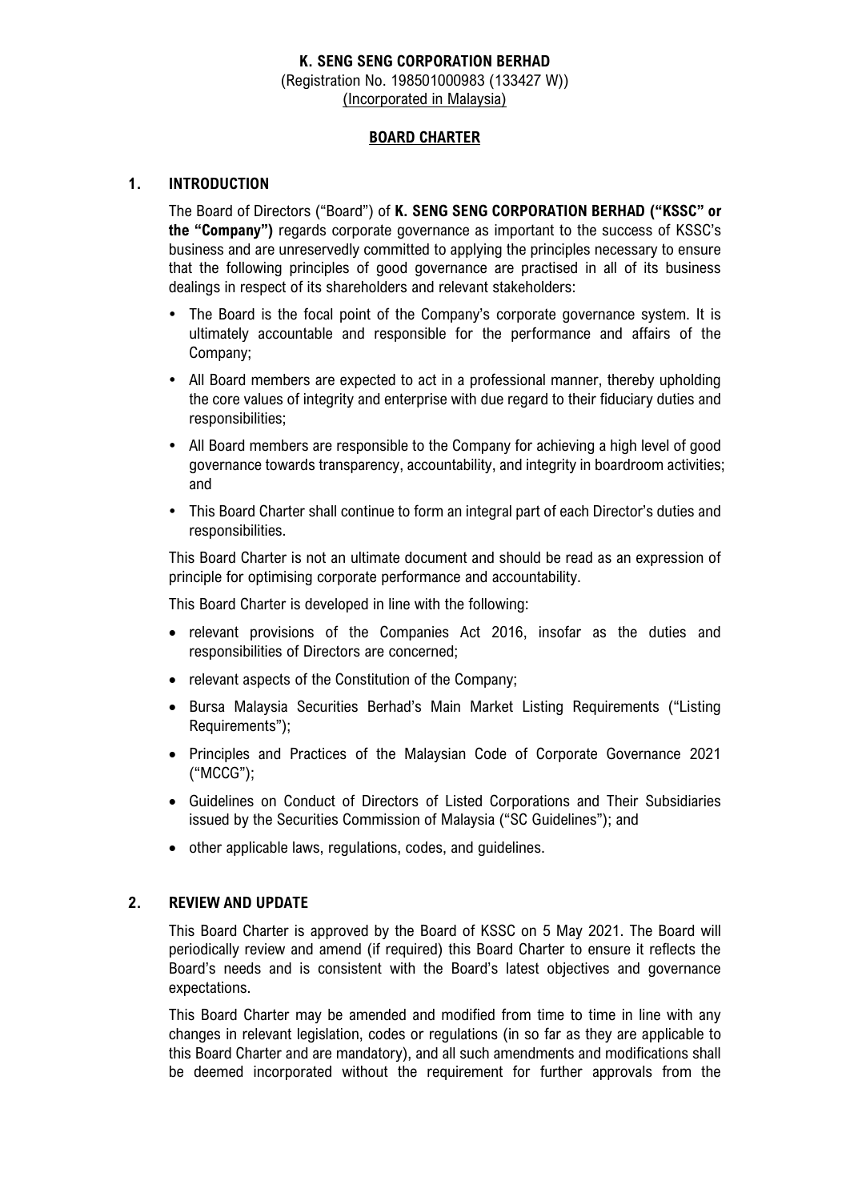**K. SENG SENG CORPORATION BERHAD**
(Registration No. 198501000983 (133427 W))
(Incorporated in Malaysia)

# BOARD CHARTER

## 1. INTRODUCTION

The Board of Directors ("Board") of **K. SENG SENG CORPORATION BERHAD ("KSSC" or the "Company")** regards corporate governance as important to the success of KSSC's business and are unreservedly committed to applying the principles necessary to ensure that the following principles of good governance are practised in all of its business dealings in respect of its shareholders and relevant stakeholders:

- The Board is the focal point of the Company's corporate governance system. It is ultimately accountable and responsible for the performance and affairs of the Company;
- All Board members are expected to act in a professional manner, thereby upholding the core values of integrity and enterprise with due regard to their fiduciary duties and responsibilities;
- All Board members are responsible to the Company for achieving a high level of good governance towards transparency, accountability, and integrity in boardroom activities; and
- This Board Charter shall continue to form an integral part of each Director's duties and responsibilities.

This Board Charter is not an ultimate document and should be read as an expression of principle for optimising corporate performance and accountability.

This Board Charter is developed in line with the following:

- relevant provisions of the Companies Act 2016, insofar as the duties and responsibilities of Directors are concerned;
- relevant aspects of the Constitution of the Company;
- Bursa Malaysia Securities Berhad's Main Market Listing Requirements ("Listing Requirements");
- Principles and Practices of the Malaysian Code of Corporate Governance 2021 ("MCCG");
- Guidelines on Conduct of Directors of Listed Corporations and Their Subsidiaries issued by the Securities Commission of Malaysia ("SC Guidelines"); and
- other applicable laws, regulations, codes, and guidelines.

## 2. REVIEW AND UPDATE

This Board Charter is approved by the Board of KSSC on 5 May 2021. The Board will periodically review and amend (if required) this Board Charter to ensure it reflects the Board's needs and is consistent with the Board's latest objectives and governance expectations.

This Board Charter may be amended and modified from time to time in line with any changes in relevant legislation, codes or regulations (in so far as they are applicable to this Board Charter and are mandatory), and all such amendments and modifications shall be deemed incorporated without the requirement for further approvals from the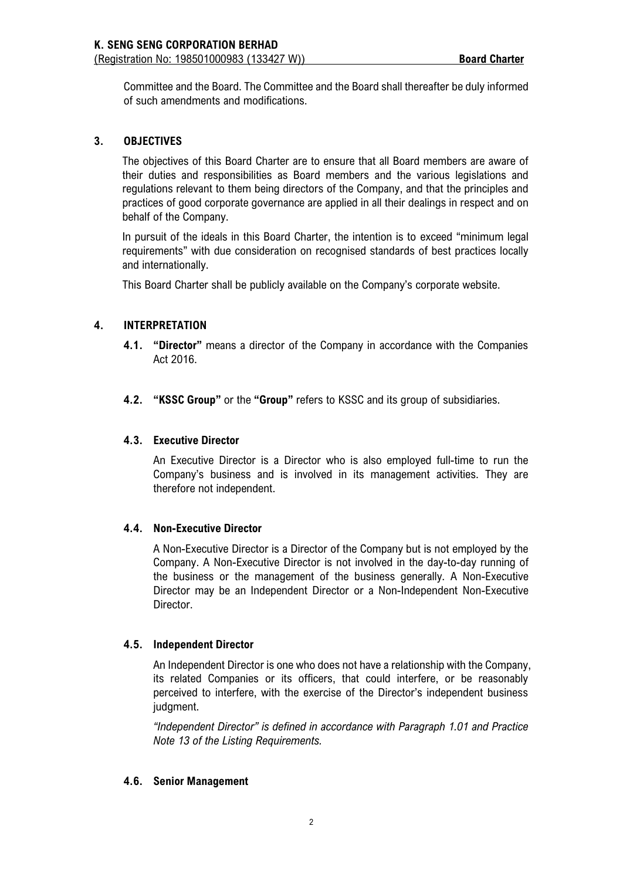Committee and the Board. The Committee and the Board shall thereafter be duly informed of such amendments and modifications.

## 3. OBJECTIVES

The objectives of this Board Charter are to ensure that all Board members are aware of their duties and responsibilities as Board members and the various legislations and regulations relevant to them being directors of the Company, and that the principles and practices of good corporate governance are applied in all their dealings in respect and on behalf of the Company.

In pursuit of the ideals in this Board Charter, the intention is to exceed "minimum legal requirements" with due consideration on recognised standards of best practices locally and internationally.

This Board Charter shall be publicly available on the Company's corporate website.

## 4. INTERPRETATION

**4.1. "Director"** means a director of the Company in accordance with the Companies Act 2016.

**4.2. "KSSC Group"** or the **"Group"** refers to KSSC and its group of subsidiaries.

### 4.3. Executive Director

An Executive Director is a Director who is also employed full-time to run the Company's business and is involved in its management activities. They are therefore not independent.

### 4.4. Non-Executive Director

A Non-Executive Director is a Director of the Company but is not employed by the Company. A Non-Executive Director is not involved in the day-to-day running of the business or the management of the business generally. A Non-Executive Director may be an Independent Director or a Non-Independent Non-Executive Director.

### 4.5. Independent Director

An Independent Director is one who does not have a relationship with the Company, its related Companies or its officers, that could interfere, or be reasonably perceived to interfere, with the exercise of the Director's independent business judgment.

*"Independent Director" is defined in accordance with Paragraph 1.01 and Practice Note 13 of the Listing Requirements.*

### 4.6. Senior Management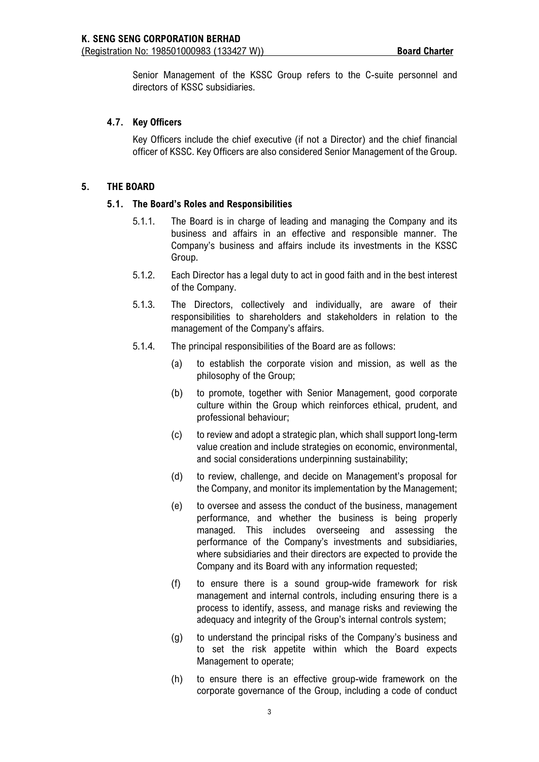Senior Management of the KSSC Group refers to the C-suite personnel and directors of KSSC subsidiaries.

### 4.7. Key Officers

Key Officers include the chief executive (if not a Director) and the chief financial officer of KSSC. Key Officers are also considered Senior Management of the Group.

## 5. THE BOARD

### 5.1. The Board's Roles and Responsibilities

5.1.1. The Board is in charge of leading and managing the Company and its business and affairs in an effective and responsible manner. The Company's business and affairs include its investments in the KSSC Group.

5.1.2. Each Director has a legal duty to act in good faith and in the best interest of the Company.

5.1.3. The Directors, collectively and individually, are aware of their responsibilities to shareholders and stakeholders in relation to the management of the Company's affairs.

5.1.4. The principal responsibilities of the Board are as follows:

(a) to establish the corporate vision and mission, as well as the philosophy of the Group;

(b) to promote, together with Senior Management, good corporate culture within the Group which reinforces ethical, prudent, and professional behaviour;

(c) to review and adopt a strategic plan, which shall support long-term value creation and include strategies on economic, environmental, and social considerations underpinning sustainability;

(d) to review, challenge, and decide on Management's proposal for the Company, and monitor its implementation by the Management;

(e) to oversee and assess the conduct of the business, management performance, and whether the business is being properly managed. This includes overseeing and assessing the performance of the Company's investments and subsidiaries, where subsidiaries and their directors are expected to provide the Company and its Board with any information requested;

(f) to ensure there is a sound group-wide framework for risk management and internal controls, including ensuring there is a process to identify, assess, and manage risks and reviewing the adequacy and integrity of the Group's internal controls system;

(g) to understand the principal risks of the Company's business and to set the risk appetite within which the Board expects Management to operate;

(h) to ensure there is an effective group-wide framework on the corporate governance of the Group, including a code of conduct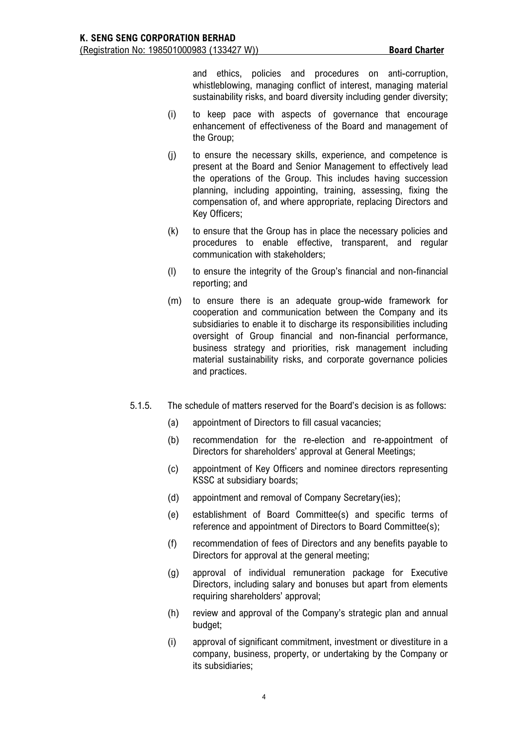and ethics, policies and procedures on anti-corruption, whistleblowing, managing conflict of interest, managing material sustainability risks, and board diversity including gender diversity;

(i) to keep pace with aspects of governance that encourage enhancement of effectiveness of the Board and management of the Group;

(j) to ensure the necessary skills, experience, and competence is present at the Board and Senior Management to effectively lead the operations of the Group. This includes having succession planning, including appointing, training, assessing, fixing the compensation of, and where appropriate, replacing Directors and Key Officers;

(k) to ensure that the Group has in place the necessary policies and procedures to enable effective, transparent, and regular communication with stakeholders;

(l) to ensure the integrity of the Group's financial and non-financial reporting; and

(m) to ensure there is an adequate group-wide framework for cooperation and communication between the Company and its subsidiaries to enable it to discharge its responsibilities including oversight of Group financial and non-financial performance, business strategy and priorities, risk management including material sustainability risks, and corporate governance policies and practices.

5.1.5. The schedule of matters reserved for the Board's decision is as follows:

(a) appointment of Directors to fill casual vacancies;

(b) recommendation for the re-election and re-appointment of Directors for shareholders' approval at General Meetings;

(c) appointment of Key Officers and nominee directors representing KSSC at subsidiary boards;

(d) appointment and removal of Company Secretary(ies);

(e) establishment of Board Committee(s) and specific terms of reference and appointment of Directors to Board Committee(s);

(f) recommendation of fees of Directors and any benefits payable to Directors for approval at the general meeting;

(g) approval of individual remuneration package for Executive Directors, including salary and bonuses but apart from elements requiring shareholders' approval;

(h) review and approval of the Company's strategic plan and annual budget;

(i) approval of significant commitment, investment or divestiture in a company, business, property, or undertaking by the Company or its subsidiaries;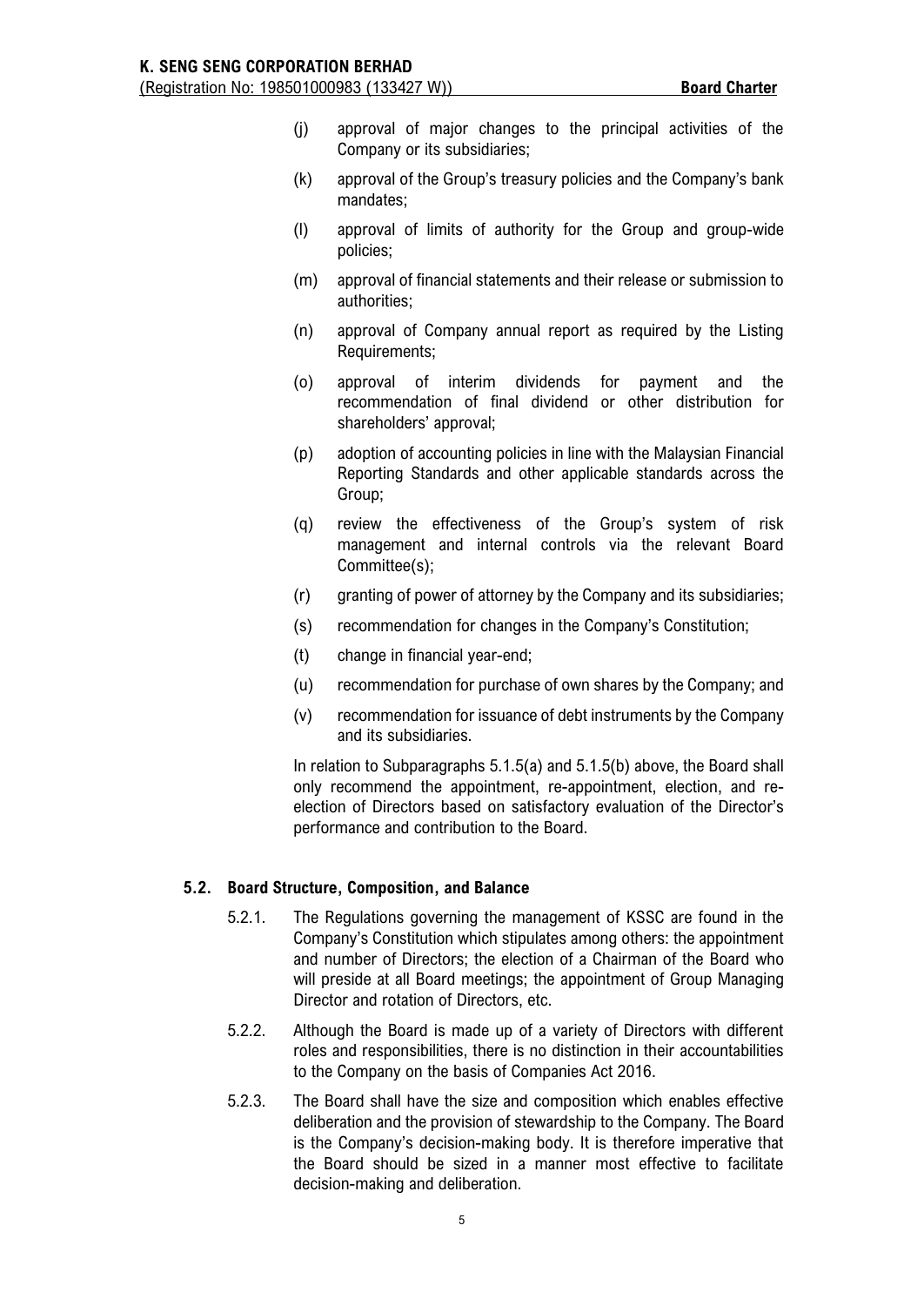(j) approval of major changes to the principal activities of the Company or its subsidiaries;

(k) approval of the Group's treasury policies and the Company's bank mandates;

(l) approval of limits of authority for the Group and group-wide policies;

(m) approval of financial statements and their release or submission to authorities;

(n) approval of Company annual report as required by the Listing Requirements;

(o) approval of interim dividends for payment and the recommendation of final dividend or other distribution for shareholders' approval;

(p) adoption of accounting policies in line with the Malaysian Financial Reporting Standards and other applicable standards across the Group;

(q) review the effectiveness of the Group's system of risk management and internal controls via the relevant Board Committee(s);

(r) granting of power of attorney by the Company and its subsidiaries;

(s) recommendation for changes in the Company's Constitution;

(t) change in financial year-end;

(u) recommendation for purchase of own shares by the Company; and

(v) recommendation for issuance of debt instruments by the Company and its subsidiaries.

In relation to Subparagraphs 5.1.5(a) and 5.1.5(b) above, the Board shall only recommend the appointment, re-appointment, election, and re-election of Directors based on satisfactory evaluation of the Director's performance and contribution to the Board.

## 5.2. Board Structure, Composition, and Balance

5.2.1. The Regulations governing the management of KSSC are found in the Company's Constitution which stipulates among others: the appointment and number of Directors; the election of a Chairman of the Board who will preside at all Board meetings; the appointment of Group Managing Director and rotation of Directors, etc.

5.2.2. Although the Board is made up of a variety of Directors with different roles and responsibilities, there is no distinction in their accountabilities to the Company on the basis of Companies Act 2016.

5.2.3. The Board shall have the size and composition which enables effective deliberation and the provision of stewardship to the Company. The Board is the Company's decision-making body. It is therefore imperative that the Board should be sized in a manner most effective to facilitate decision-making and deliberation.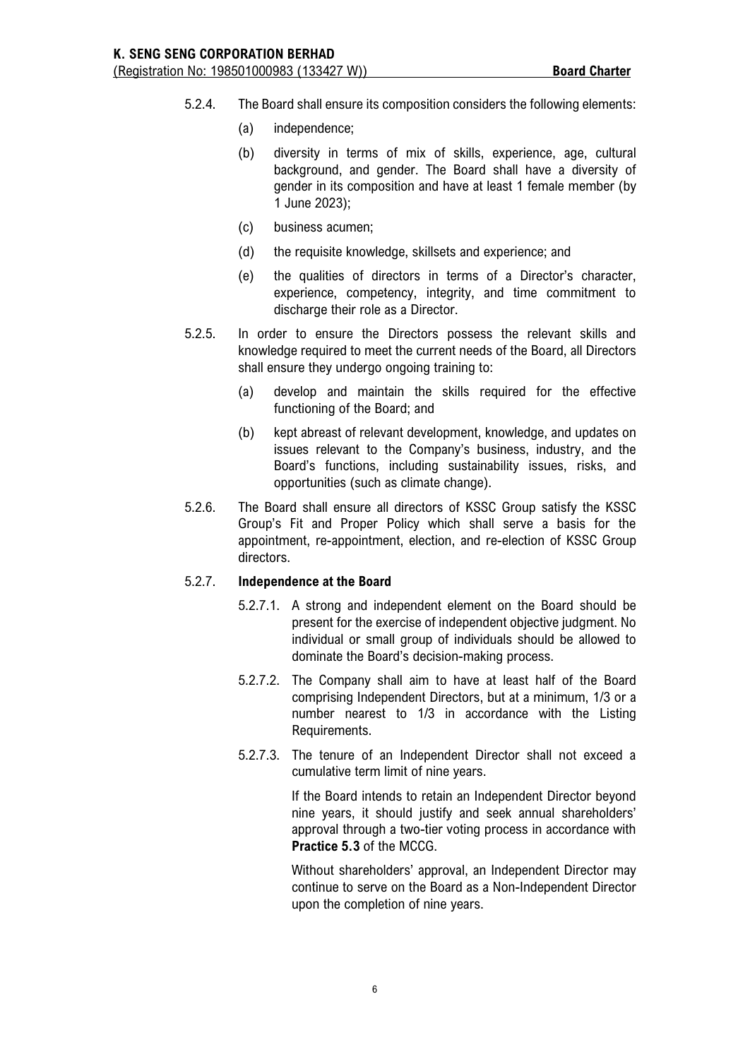5.2.4. The Board shall ensure its composition considers the following elements:

(a) independence;

(b) diversity in terms of mix of skills, experience, age, cultural background, and gender. The Board shall have a diversity of gender in its composition and have at least 1 female member (by 1 June 2023);

(c) business acumen;

(d) the requisite knowledge, skillsets and experience; and

(e) the qualities of directors in terms of a Director's character, experience, competency, integrity, and time commitment to discharge their role as a Director.

5.2.5. In order to ensure the Directors possess the relevant skills and knowledge required to meet the current needs of the Board, all Directors shall ensure they undergo ongoing training to:

(a) develop and maintain the skills required for the effective functioning of the Board; and

(b) kept abreast of relevant development, knowledge, and updates on issues relevant to the Company's business, industry, and the Board's functions, including sustainability issues, risks, and opportunities (such as climate change).

5.2.6. The Board shall ensure all directors of KSSC Group satisfy the KSSC Group's Fit and Proper Policy which shall serve a basis for the appointment, re-appointment, election, and re-election of KSSC Group directors.

5.2.7. **Independence at the Board**

5.2.7.1. A strong and independent element on the Board should be present for the exercise of independent objective judgment. No individual or small group of individuals should be allowed to dominate the Board's decision-making process.

5.2.7.2. The Company shall aim to have at least half of the Board comprising Independent Directors, but at a minimum, 1/3 or a number nearest to 1/3 in accordance with the Listing Requirements.

5.2.7.3. The tenure of an Independent Director shall not exceed a cumulative term limit of nine years.

If the Board intends to retain an Independent Director beyond nine years, it should justify and seek annual shareholders' approval through a two-tier voting process in accordance with **Practice 5.3** of the MCCG.

Without shareholders' approval, an Independent Director may continue to serve on the Board as a Non-Independent Director upon the completion of nine years.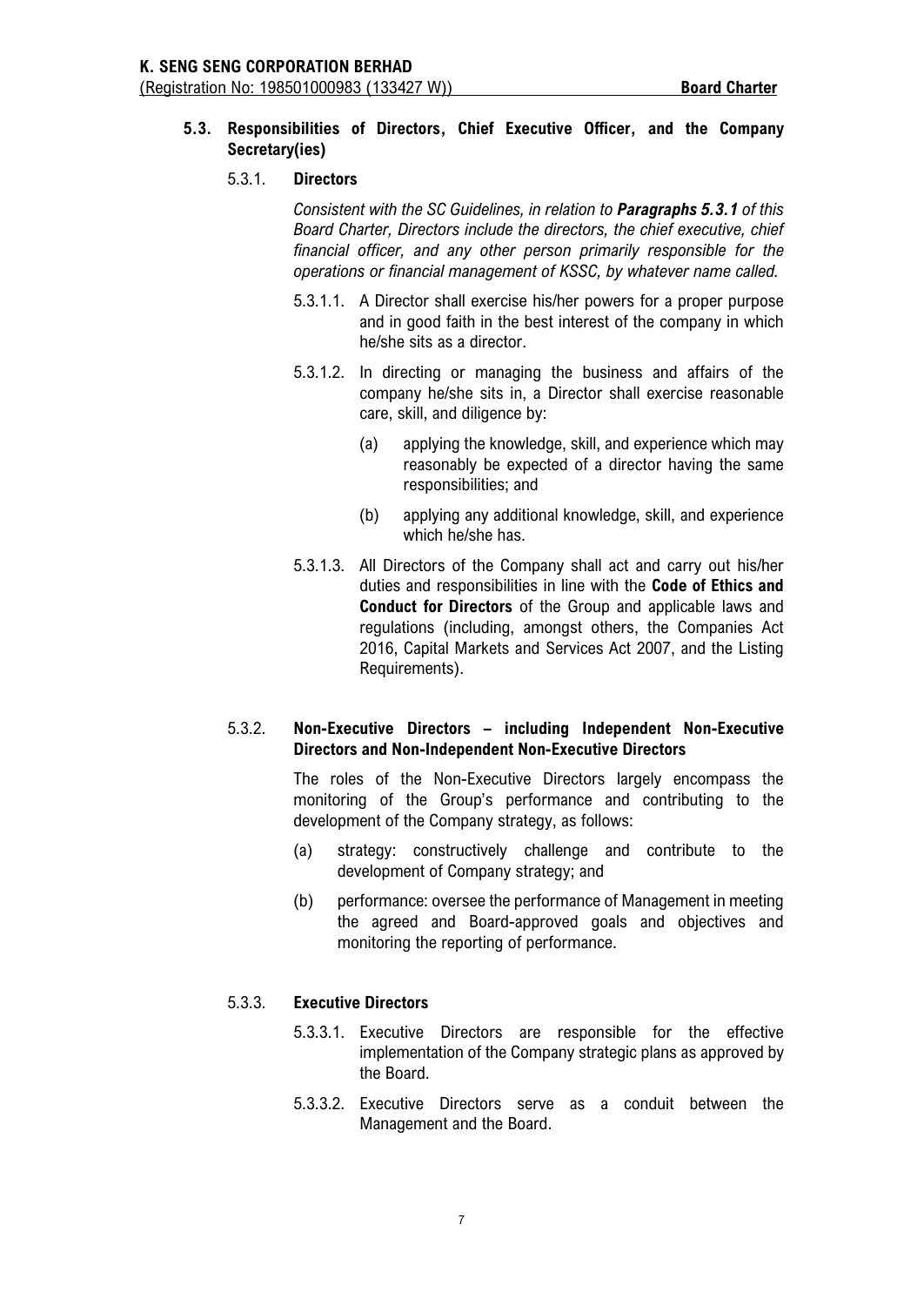### 5.3. Responsibilities of Directors, Chief Executive Officer, and the Company Secretary(ies)

#### 5.3.1. Directors

*Consistent with the SC Guidelines, in relation to **Paragraphs 5.3.1** of this Board Charter, Directors include the directors, the chief executive, chief financial officer, and any other person primarily responsible for the operations or financial management of KSSC, by whatever name called.*

5.3.1.1. A Director shall exercise his/her powers for a proper purpose and in good faith in the best interest of the company in which he/she sits as a director.

5.3.1.2. In directing or managing the business and affairs of the company he/she sits in, a Director shall exercise reasonable care, skill, and diligence by:

(a) applying the knowledge, skill, and experience which may reasonably be expected of a director having the same responsibilities; and

(b) applying any additional knowledge, skill, and experience which he/she has.

5.3.1.3. All Directors of the Company shall act and carry out his/her duties and responsibilities in line with the **Code of Ethics and Conduct for Directors** of the Group and applicable laws and regulations (including, amongst others, the Companies Act 2016, Capital Markets and Services Act 2007, and the Listing Requirements).

#### 5.3.2. Non-Executive Directors – including Independent Non-Executive Directors and Non-Independent Non-Executive Directors

The roles of the Non-Executive Directors largely encompass the monitoring of the Group's performance and contributing to the development of the Company strategy, as follows:

(a) strategy: constructively challenge and contribute to the development of Company strategy; and

(b) performance: oversee the performance of Management in meeting the agreed and Board-approved goals and objectives and monitoring the reporting of performance.

#### 5.3.3. Executive Directors

5.3.3.1. Executive Directors are responsible for the effective implementation of the Company strategic plans as approved by the Board.

5.3.3.2. Executive Directors serve as a conduit between the Management and the Board.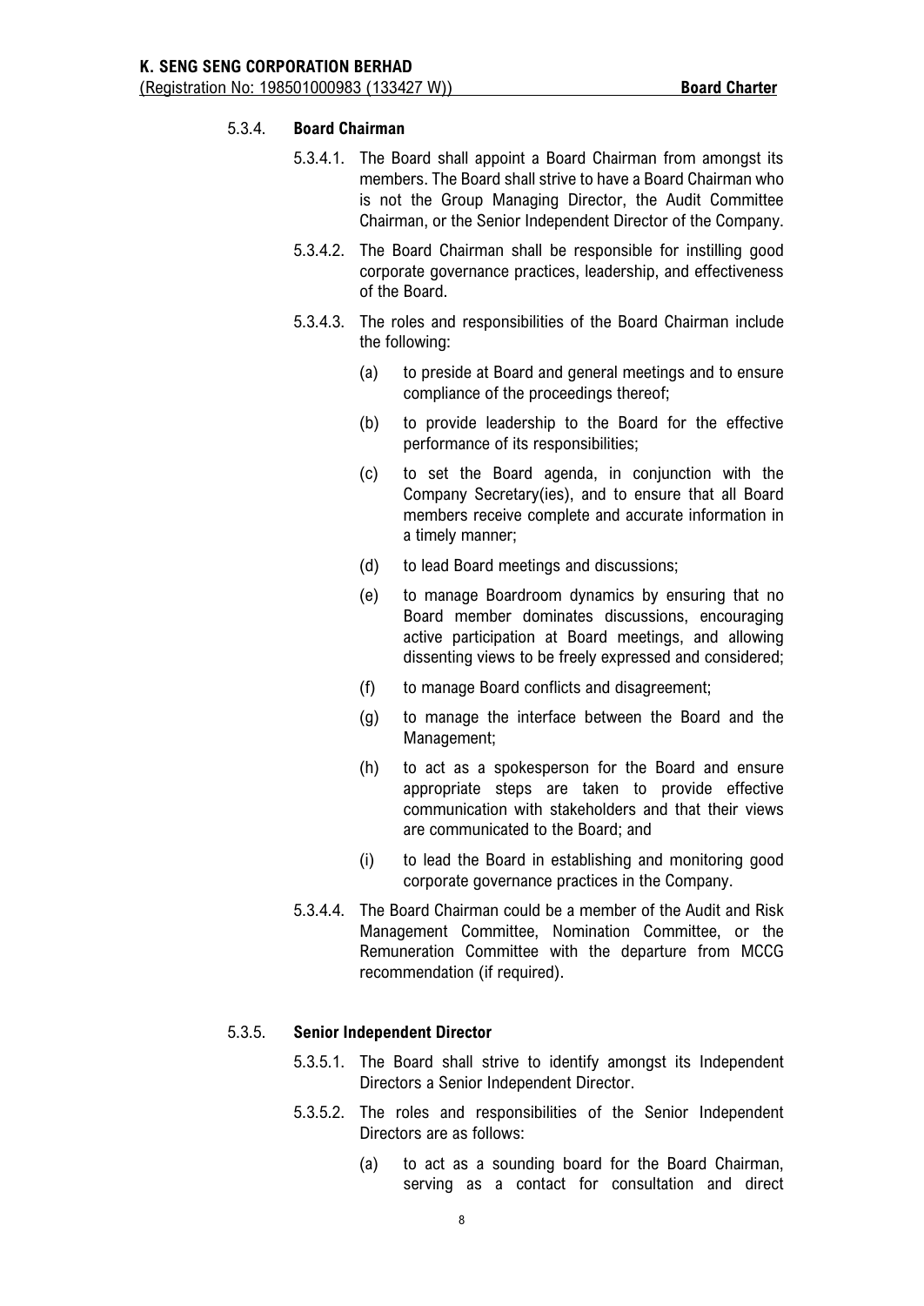#### 5.3.4. **Board Chairman**

5.3.4.1. The Board shall appoint a Board Chairman from amongst its members. The Board shall strive to have a Board Chairman who is not the Group Managing Director, the Audit Committee Chairman, or the Senior Independent Director of the Company.

5.3.4.2. The Board Chairman shall be responsible for instilling good corporate governance practices, leadership, and effectiveness of the Board.

5.3.4.3. The roles and responsibilities of the Board Chairman include the following:

(a) to preside at Board and general meetings and to ensure compliance of the proceedings thereof;

(b) to provide leadership to the Board for the effective performance of its responsibilities;

(c) to set the Board agenda, in conjunction with the Company Secretary(ies), and to ensure that all Board members receive complete and accurate information in a timely manner;

(d) to lead Board meetings and discussions;

(e) to manage Boardroom dynamics by ensuring that no Board member dominates discussions, encouraging active participation at Board meetings, and allowing dissenting views to be freely expressed and considered;

(f) to manage Board conflicts and disagreement;

(g) to manage the interface between the Board and the Management;

(h) to act as a spokesperson for the Board and ensure appropriate steps are taken to provide effective communication with stakeholders and that their views are communicated to the Board; and

(i) to lead the Board in establishing and monitoring good corporate governance practices in the Company.

5.3.4.4. The Board Chairman could be a member of the Audit and Risk Management Committee, Nomination Committee, or the Remuneration Committee with the departure from MCCG recommendation (if required).

#### 5.3.5. **Senior Independent Director**

5.3.5.1. The Board shall strive to identify amongst its Independent Directors a Senior Independent Director.

5.3.5.2. The roles and responsibilities of the Senior Independent Directors are as follows:

(a) to act as a sounding board for the Board Chairman, serving as a contact for consultation and direct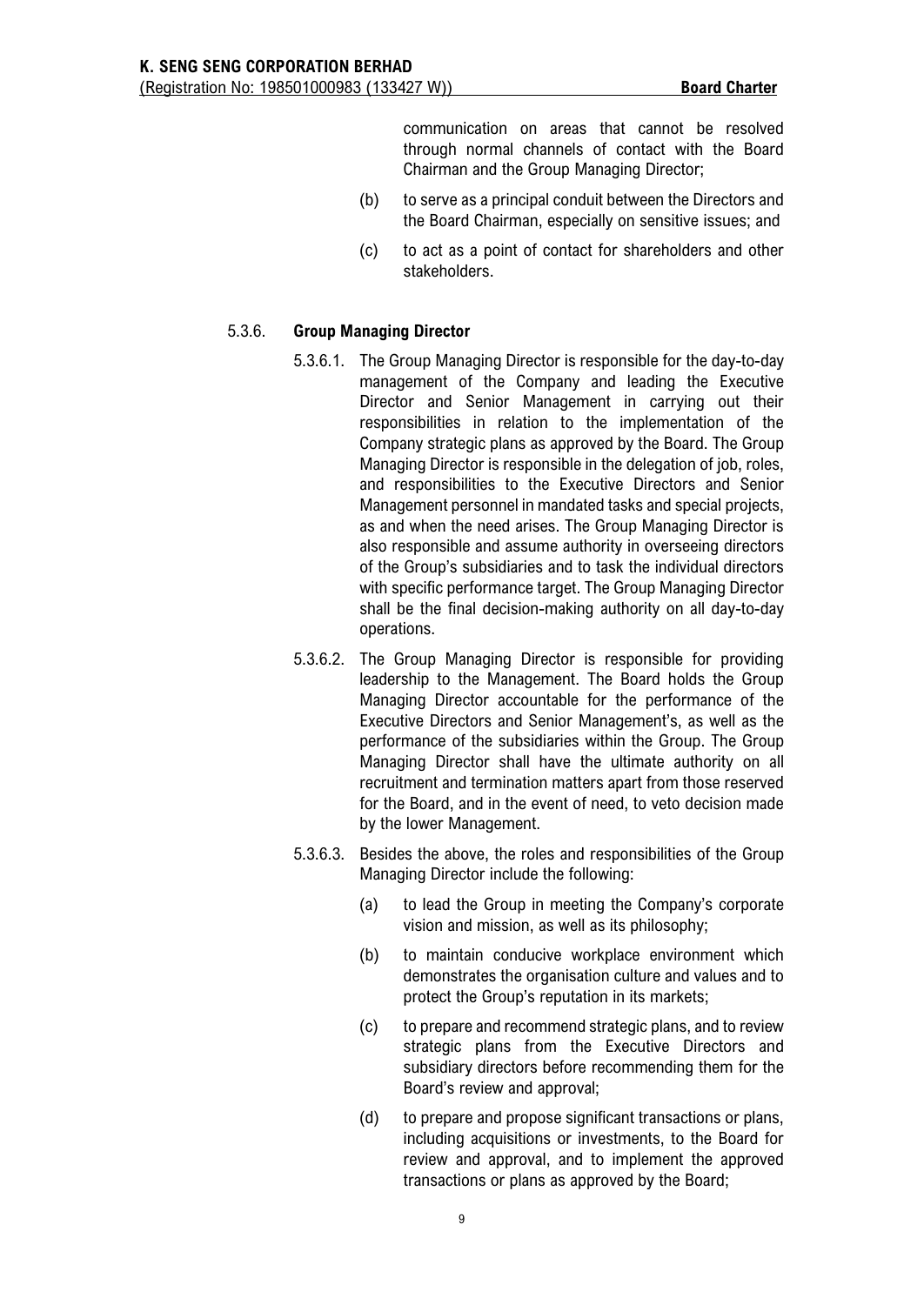communication on areas that cannot be resolved through normal channels of contact with the Board Chairman and the Group Managing Director;

(b) to serve as a principal conduit between the Directors and the Board Chairman, especially on sensitive issues; and

(c) to act as a point of contact for shareholders and other stakeholders.

### 5.3.6. Group Managing Director

5.3.6.1. The Group Managing Director is responsible for the day-to-day management of the Company and leading the Executive Director and Senior Management in carrying out their responsibilities in relation to the implementation of the Company strategic plans as approved by the Board. The Group Managing Director is responsible in the delegation of job, roles, and responsibilities to the Executive Directors and Senior Management personnel in mandated tasks and special projects, as and when the need arises. The Group Managing Director is also responsible and assume authority in overseeing directors of the Group's subsidiaries and to task the individual directors with specific performance target. The Group Managing Director shall be the final decision-making authority on all day-to-day operations.

5.3.6.2. The Group Managing Director is responsible for providing leadership to the Management. The Board holds the Group Managing Director accountable for the performance of the Executive Directors and Senior Management's, as well as the performance of the subsidiaries within the Group. The Group Managing Director shall have the ultimate authority on all recruitment and termination matters apart from those reserved for the Board, and in the event of need, to veto decision made by the lower Management.

5.3.6.3. Besides the above, the roles and responsibilities of the Group Managing Director include the following:

(a) to lead the Group in meeting the Company's corporate vision and mission, as well as its philosophy;

(b) to maintain conducive workplace environment which demonstrates the organisation culture and values and to protect the Group's reputation in its markets;

(c) to prepare and recommend strategic plans, and to review strategic plans from the Executive Directors and subsidiary directors before recommending them for the Board's review and approval;

(d) to prepare and propose significant transactions or plans, including acquisitions or investments, to the Board for review and approval, and to implement the approved transactions or plans as approved by the Board;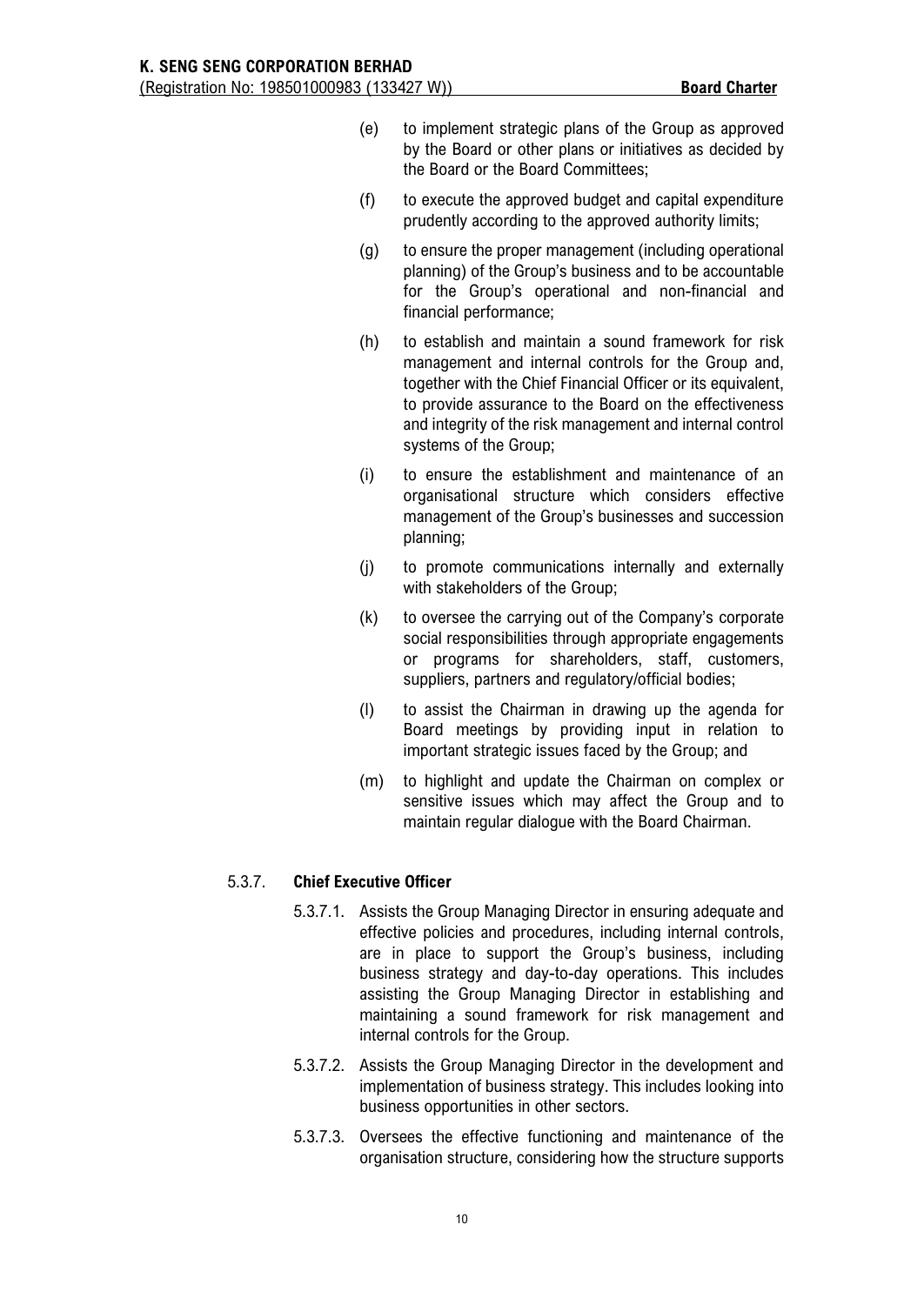(e) to implement strategic plans of the Group as approved by the Board or other plans or initiatives as decided by the Board or the Board Committees;

(f) to execute the approved budget and capital expenditure prudently according to the approved authority limits;

(g) to ensure the proper management (including operational planning) of the Group's business and to be accountable for the Group's operational and non-financial and financial performance;

(h) to establish and maintain a sound framework for risk management and internal controls for the Group and, together with the Chief Financial Officer or its equivalent, to provide assurance to the Board on the effectiveness and integrity of the risk management and internal control systems of the Group;

(i) to ensure the establishment and maintenance of an organisational structure which considers effective management of the Group's businesses and succession planning;

(j) to promote communications internally and externally with stakeholders of the Group;

(k) to oversee the carrying out of the Company's corporate social responsibilities through appropriate engagements or programs for shareholders, staff, customers, suppliers, partners and regulatory/official bodies;

(l) to assist the Chairman in drawing up the agenda for Board meetings by providing input in relation to important strategic issues faced by the Group; and

(m) to highlight and update the Chairman on complex or sensitive issues which may affect the Group and to maintain regular dialogue with the Board Chairman.

### 5.3.7. **Chief Executive Officer**

5.3.7.1. Assists the Group Managing Director in ensuring adequate and effective policies and procedures, including internal controls, are in place to support the Group's business, including business strategy and day-to-day operations. This includes assisting the Group Managing Director in establishing and maintaining a sound framework for risk management and internal controls for the Group.

5.3.7.2. Assists the Group Managing Director in the development and implementation of business strategy. This includes looking into business opportunities in other sectors.

5.3.7.3. Oversees the effective functioning and maintenance of the organisation structure, considering how the structure supports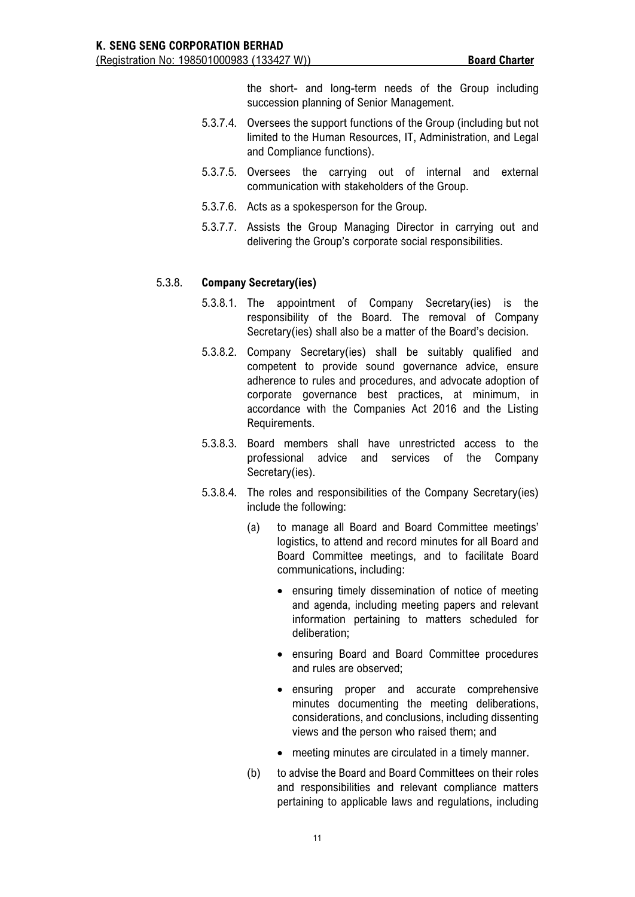the short- and long-term needs of the Group including succession planning of Senior Management.

5.3.7.4. Oversees the support functions of the Group (including but not limited to the Human Resources, IT, Administration, and Legal and Compliance functions).

5.3.7.5. Oversees the carrying out of internal and external communication with stakeholders of the Group.

5.3.7.6. Acts as a spokesperson for the Group.

5.3.7.7. Assists the Group Managing Director in carrying out and delivering the Group's corporate social responsibilities.

### 5.3.8. **Company Secretary(ies)**

5.3.8.1. The appointment of Company Secretary(ies) is the responsibility of the Board. The removal of Company Secretary(ies) shall also be a matter of the Board's decision.

5.3.8.2. Company Secretary(ies) shall be suitably qualified and competent to provide sound governance advice, ensure adherence to rules and procedures, and advocate adoption of corporate governance best practices, at minimum, in accordance with the Companies Act 2016 and the Listing Requirements.

5.3.8.3. Board members shall have unrestricted access to the professional advice and services of the Company Secretary(ies).

5.3.8.4. The roles and responsibilities of the Company Secretary(ies) include the following:

(a) to manage all Board and Board Committee meetings' logistics, to attend and record minutes for all Board and Board Committee meetings, and to facilitate Board communications, including:

- ensuring timely dissemination of notice of meeting and agenda, including meeting papers and relevant information pertaining to matters scheduled for deliberation;
- ensuring Board and Board Committee procedures and rules are observed;
- ensuring proper and accurate comprehensive minutes documenting the meeting deliberations, considerations, and conclusions, including dissenting views and the person who raised them; and
- meeting minutes are circulated in a timely manner.

(b) to advise the Board and Board Committees on their roles and responsibilities and relevant compliance matters pertaining to applicable laws and regulations, including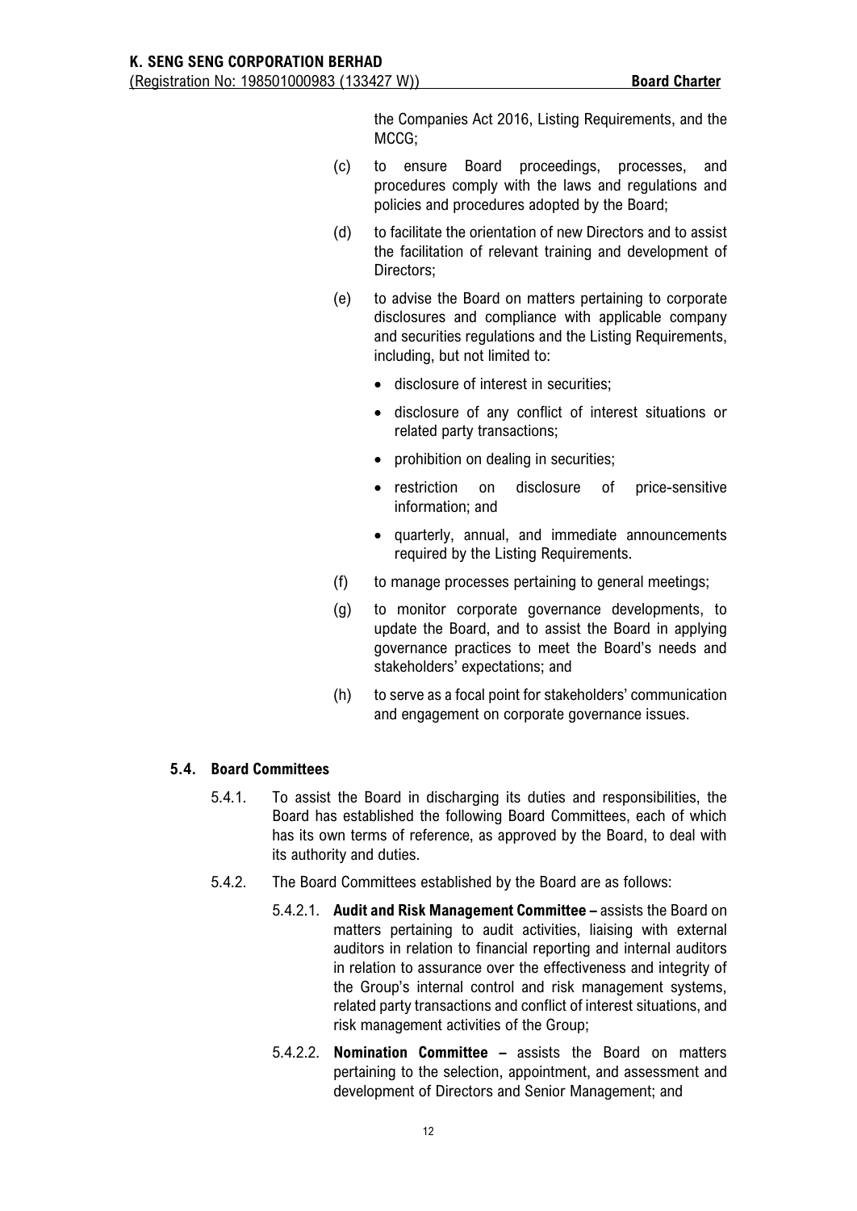the Companies Act 2016, Listing Requirements, and the MCCG;

(c) to ensure Board proceedings, processes, and procedures comply with the laws and regulations and policies and procedures adopted by the Board;

(d) to facilitate the orientation of new Directors and to assist the facilitation of relevant training and development of Directors;

(e) to advise the Board on matters pertaining to corporate disclosures and compliance with applicable company and securities regulations and the Listing Requirements, including, but not limited to:

- disclosure of interest in securities;
- disclosure of any conflict of interest situations or related party transactions;
- prohibition on dealing in securities;
- restriction on disclosure of price-sensitive information; and
- quarterly, annual, and immediate announcements required by the Listing Requirements.

(f) to manage processes pertaining to general meetings;

(g) to monitor corporate governance developments, to update the Board, and to assist the Board in applying governance practices to meet the Board's needs and stakeholders' expectations; and

(h) to serve as a focal point for stakeholders' communication and engagement on corporate governance issues.

## 5.4. Board Committees

5.4.1. To assist the Board in discharging its duties and responsibilities, the Board has established the following Board Committees, each of which has its own terms of reference, as approved by the Board, to deal with its authority and duties.

5.4.2. The Board Committees established by the Board are as follows:

5.4.2.1. **Audit and Risk Management Committee –** assists the Board on matters pertaining to audit activities, liaising with external auditors in relation to financial reporting and internal auditors in relation to assurance over the effectiveness and integrity of the Group's internal control and risk management systems, related party transactions and conflict of interest situations, and risk management activities of the Group;

5.4.2.2. **Nomination Committee –** assists the Board on matters pertaining to the selection, appointment, and assessment and development of Directors and Senior Management; and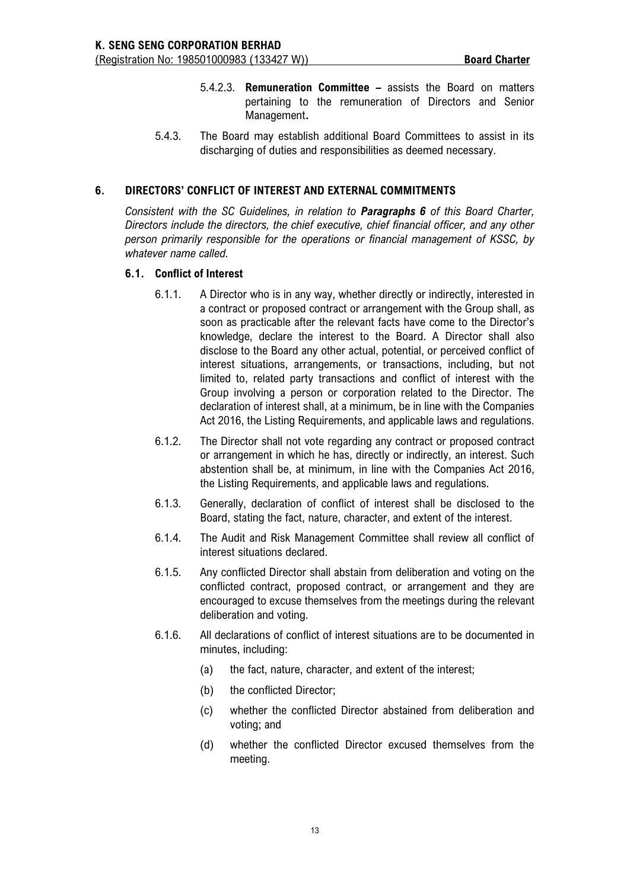5.4.2.3. **Remuneration Committee –** assists the Board on matters pertaining to the remuneration of Directors and Senior Management**.**

5.4.3. The Board may establish additional Board Committees to assist in its discharging of duties and responsibilities as deemed necessary.

## 6. DIRECTORS' CONFLICT OF INTEREST AND EXTERNAL COMMITMENTS

*Consistent with the SC Guidelines, in relation to **Paragraphs 6** of this Board Charter, Directors include the directors, the chief executive, chief financial officer, and any other person primarily responsible for the operations or financial management of KSSC, by whatever name called.*

### 6.1. Conflict of Interest

6.1.1. A Director who is in any way, whether directly or indirectly, interested in a contract or proposed contract or arrangement with the Group shall, as soon as practicable after the relevant facts have come to the Director's knowledge, declare the interest to the Board. A Director shall also disclose to the Board any other actual, potential, or perceived conflict of interest situations, arrangements, or transactions, including, but not limited to, related party transactions and conflict of interest with the Group involving a person or corporation related to the Director. The declaration of interest shall, at a minimum, be in line with the Companies Act 2016, the Listing Requirements, and applicable laws and regulations.

6.1.2. The Director shall not vote regarding any contract or proposed contract or arrangement in which he has, directly or indirectly, an interest. Such abstention shall be, at minimum, in line with the Companies Act 2016, the Listing Requirements, and applicable laws and regulations.

6.1.3. Generally, declaration of conflict of interest shall be disclosed to the Board, stating the fact, nature, character, and extent of the interest.

6.1.4. The Audit and Risk Management Committee shall review all conflict of interest situations declared.

6.1.5. Any conflicted Director shall abstain from deliberation and voting on the conflicted contract, proposed contract, or arrangement and they are encouraged to excuse themselves from the meetings during the relevant deliberation and voting.

6.1.6. All declarations of conflict of interest situations are to be documented in minutes, including:

(a) the fact, nature, character, and extent of the interest;

(b) the conflicted Director;

(c) whether the conflicted Director abstained from deliberation and voting; and

(d) whether the conflicted Director excused themselves from the meeting.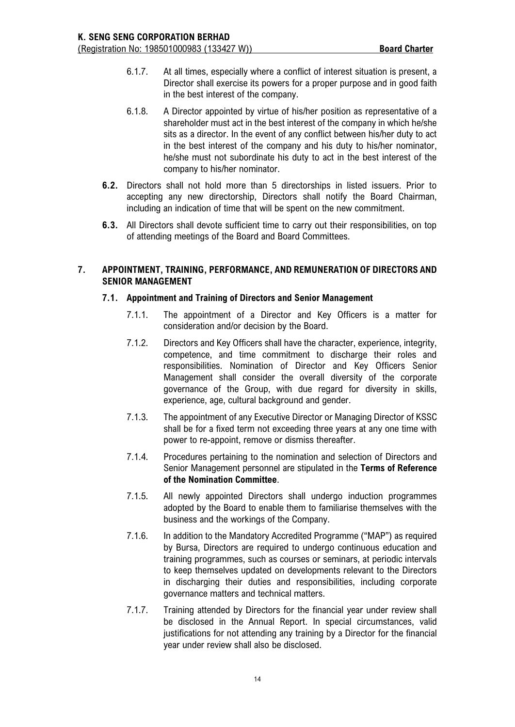6.1.7. At all times, especially where a conflict of interest situation is present, a Director shall exercise its powers for a proper purpose and in good faith in the best interest of the company.

6.1.8. A Director appointed by virtue of his/her position as representative of a shareholder must act in the best interest of the company in which he/she sits as a director. In the event of any conflict between his/her duty to act in the best interest of the company and his duty to his/her nominator, he/she must not subordinate his duty to act in the best interest of the company to his/her nominator.

**6.2.** Directors shall not hold more than 5 directorships in listed issuers. Prior to accepting any new directorship, Directors shall notify the Board Chairman, including an indication of time that will be spent on the new commitment.

**6.3.** All Directors shall devote sufficient time to carry out their responsibilities, on top of attending meetings of the Board and Board Committees.

## 7. APPOINTMENT, TRAINING, PERFORMANCE, AND REMUNERATION OF DIRECTORS AND SENIOR MANAGEMENT

### 7.1. Appointment and Training of Directors and Senior Management

7.1.1. The appointment of a Director and Key Officers is a matter for consideration and/or decision by the Board.

7.1.2. Directors and Key Officers shall have the character, experience, integrity, competence, and time commitment to discharge their roles and responsibilities. Nomination of Director and Key Officers Senior Management shall consider the overall diversity of the corporate governance of the Group, with due regard for diversity in skills, experience, age, cultural background and gender.

7.1.3. The appointment of any Executive Director or Managing Director of KSSC shall be for a fixed term not exceeding three years at any one time with power to re-appoint, remove or dismiss thereafter.

7.1.4. Procedures pertaining to the nomination and selection of Directors and Senior Management personnel are stipulated in the **Terms of Reference of the Nomination Committee**.

7.1.5. All newly appointed Directors shall undergo induction programmes adopted by the Board to enable them to familiarise themselves with the business and the workings of the Company.

7.1.6. In addition to the Mandatory Accredited Programme ("MAP") as required by Bursa, Directors are required to undergo continuous education and training programmes, such as courses or seminars, at periodic intervals to keep themselves updated on developments relevant to the Directors in discharging their duties and responsibilities, including corporate governance matters and technical matters.

7.1.7. Training attended by Directors for the financial year under review shall be disclosed in the Annual Report. In special circumstances, valid justifications for not attending any training by a Director for the financial year under review shall also be disclosed.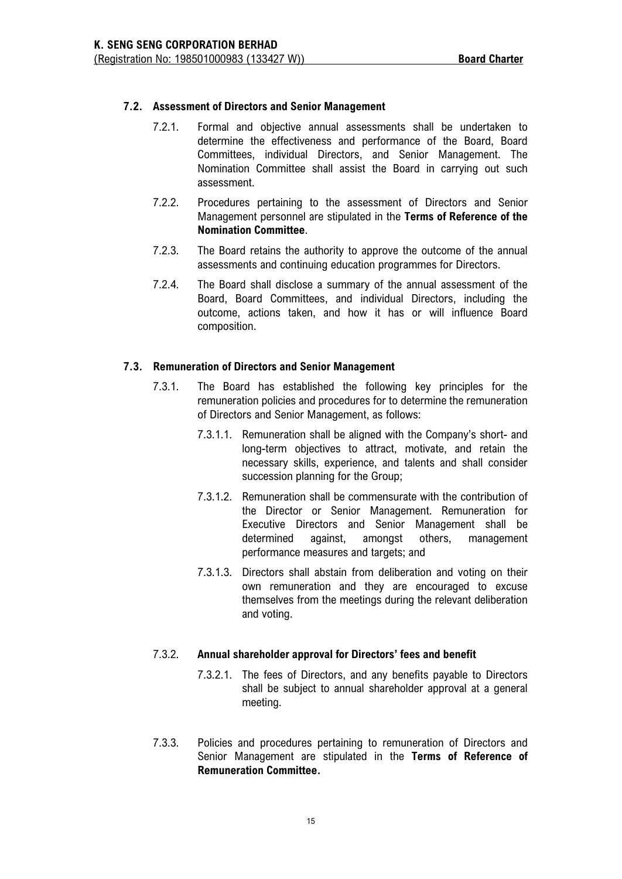### 7.2. Assessment of Directors and Senior Management

7.2.1. Formal and objective annual assessments shall be undertaken to determine the effectiveness and performance of the Board, Board Committees, individual Directors, and Senior Management. The Nomination Committee shall assist the Board in carrying out such assessment.

7.2.2. Procedures pertaining to the assessment of Directors and Senior Management personnel are stipulated in the **Terms of Reference of the Nomination Committee**.

7.2.3. The Board retains the authority to approve the outcome of the annual assessments and continuing education programmes for Directors.

7.2.4. The Board shall disclose a summary of the annual assessment of the Board, Board Committees, and individual Directors, including the outcome, actions taken, and how it has or will influence Board composition.

### 7.3. Remuneration of Directors and Senior Management

7.3.1. The Board has established the following key principles for the remuneration policies and procedures for to determine the remuneration of Directors and Senior Management, as follows:

7.3.1.1. Remuneration shall be aligned with the Company's short- and long-term objectives to attract, motivate, and retain the necessary skills, experience, and talents and shall consider succession planning for the Group;

7.3.1.2. Remuneration shall be commensurate with the contribution of the Director or Senior Management. Remuneration for Executive Directors and Senior Management shall be determined against, amongst others, management performance measures and targets; and

7.3.1.3. Directors shall abstain from deliberation and voting on their own remuneration and they are encouraged to excuse themselves from the meetings during the relevant deliberation and voting.

7.3.2. **Annual shareholder approval for Directors' fees and benefit**

7.3.2.1. The fees of Directors, and any benefits payable to Directors shall be subject to annual shareholder approval at a general meeting.

7.3.3. Policies and procedures pertaining to remuneration of Directors and Senior Management are stipulated in the **Terms of Reference of Remuneration Committee.**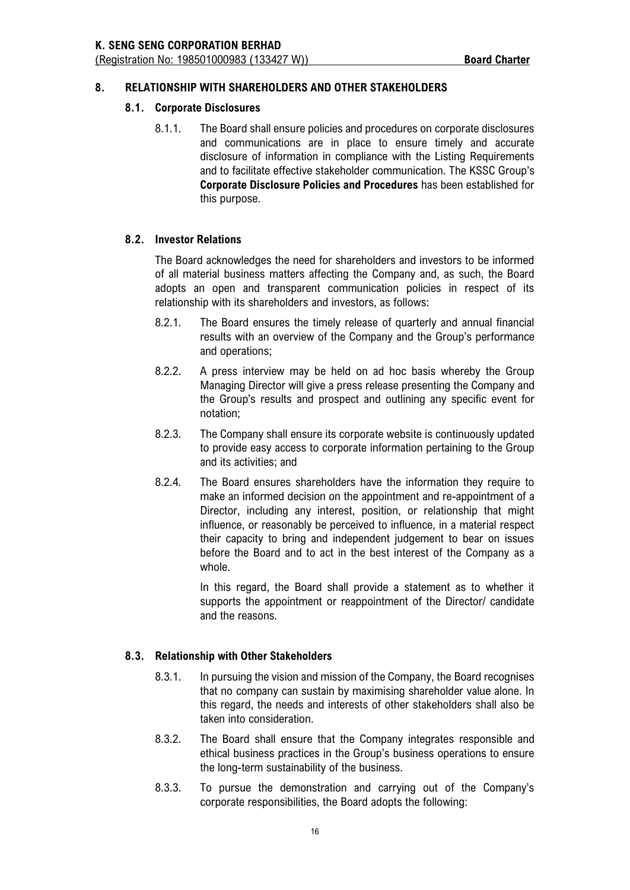## 8. RELATIONSHIP WITH SHAREHOLDERS AND OTHER STAKEHOLDERS

### 8.1. Corporate Disclosures

8.1.1. The Board shall ensure policies and procedures on corporate disclosures and communications are in place to ensure timely and accurate disclosure of information in compliance with the Listing Requirements and to facilitate effective stakeholder communication. The KSSC Group's **Corporate Disclosure Policies and Procedures** has been established for this purpose.

### 8.2. Investor Relations

The Board acknowledges the need for shareholders and investors to be informed of all material business matters affecting the Company and, as such, the Board adopts an open and transparent communication policies in respect of its relationship with its shareholders and investors, as follows:

8.2.1. The Board ensures the timely release of quarterly and annual financial results with an overview of the Company and the Group's performance and operations;

8.2.2. A press interview may be held on ad hoc basis whereby the Group Managing Director will give a press release presenting the Company and the Group's results and prospect and outlining any specific event for notation;

8.2.3. The Company shall ensure its corporate website is continuously updated to provide easy access to corporate information pertaining to the Group and its activities; and

8.2.4. The Board ensures shareholders have the information they require to make an informed decision on the appointment and re-appointment of a Director, including any interest, position, or relationship that might influence, or reasonably be perceived to influence, in a material respect their capacity to bring and independent judgement to bear on issues before the Board and to act in the best interest of the Company as a whole.

In this regard, the Board shall provide a statement as to whether it supports the appointment or reappointment of the Director/ candidate and the reasons.

### 8.3. Relationship with Other Stakeholders

8.3.1. In pursuing the vision and mission of the Company, the Board recognises that no company can sustain by maximising shareholder value alone. In this regard, the needs and interests of other stakeholders shall also be taken into consideration.

8.3.2. The Board shall ensure that the Company integrates responsible and ethical business practices in the Group's business operations to ensure the long-term sustainability of the business.

8.3.3. To pursue the demonstration and carrying out of the Company's corporate responsibilities, the Board adopts the following: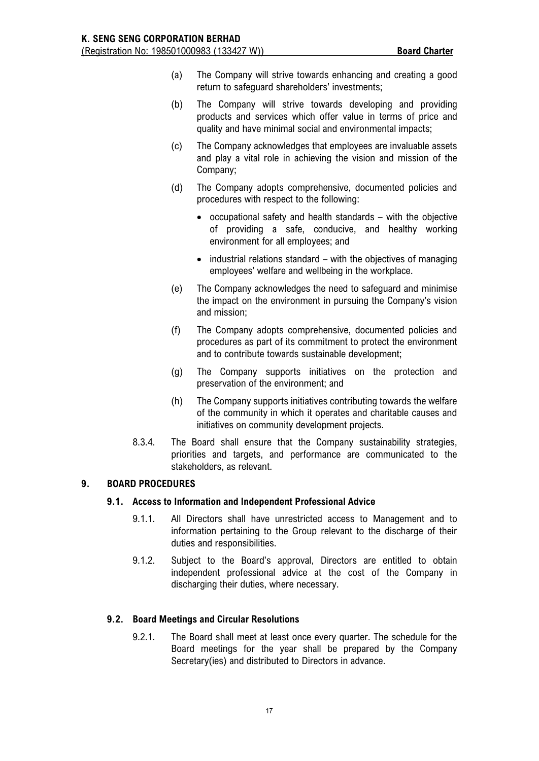(a) The Company will strive towards enhancing and creating a good return to safeguard shareholders' investments;

(b) The Company will strive towards developing and providing products and services which offer value in terms of price and quality and have minimal social and environmental impacts;

(c) The Company acknowledges that employees are invaluable assets and play a vital role in achieving the vision and mission of the Company;

(d) The Company adopts comprehensive, documented policies and procedures with respect to the following:

- occupational safety and health standards – with the objective of providing a safe, conducive, and healthy working environment for all employees; and
- industrial relations standard – with the objectives of managing employees' welfare and wellbeing in the workplace.

(e) The Company acknowledges the need to safeguard and minimise the impact on the environment in pursuing the Company's vision and mission;

(f) The Company adopts comprehensive, documented policies and procedures as part of its commitment to protect the environment and to contribute towards sustainable development;

(g) The Company supports initiatives on the protection and preservation of the environment; and

(h) The Company supports initiatives contributing towards the welfare of the community in which it operates and charitable causes and initiatives on community development projects.

8.3.4. The Board shall ensure that the Company sustainability strategies, priorities and targets, and performance are communicated to the stakeholders, as relevant.

## 9. BOARD PROCEDURES

### 9.1. Access to Information and Independent Professional Advice

9.1.1. All Directors shall have unrestricted access to Management and to information pertaining to the Group relevant to the discharge of their duties and responsibilities.

9.1.2. Subject to the Board's approval, Directors are entitled to obtain independent professional advice at the cost of the Company in discharging their duties, where necessary.

### 9.2. Board Meetings and Circular Resolutions

9.2.1. The Board shall meet at least once every quarter. The schedule for the Board meetings for the year shall be prepared by the Company Secretary(ies) and distributed to Directors in advance.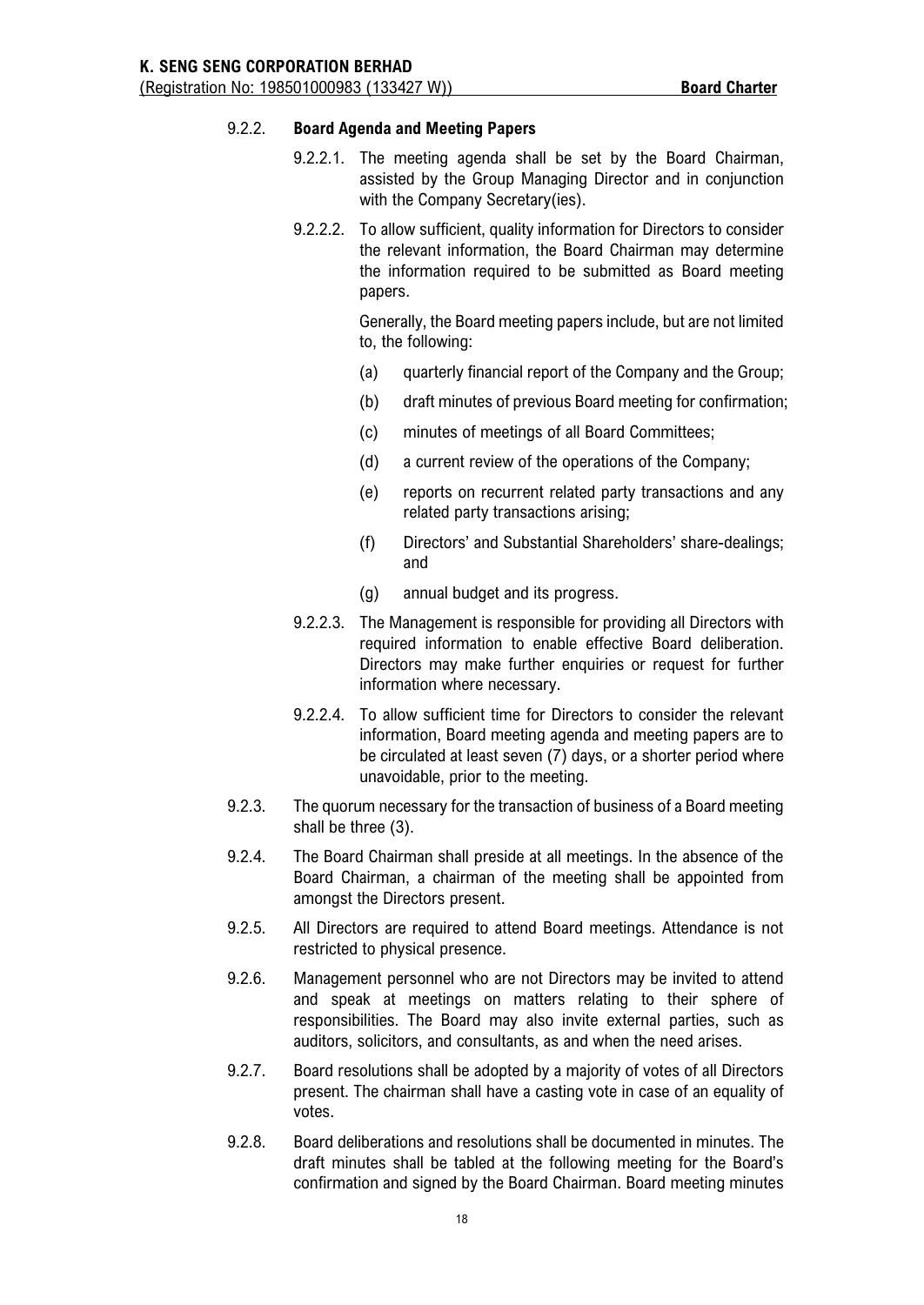9.2.2. **Board Agenda and Meeting Papers**

9.2.2.1. The meeting agenda shall be set by the Board Chairman, assisted by the Group Managing Director and in conjunction with the Company Secretary(ies).

9.2.2.2. To allow sufficient, quality information for Directors to consider the relevant information, the Board Chairman may determine the information required to be submitted as Board meeting papers.

Generally, the Board meeting papers include, but are not limited to, the following:

(a) quarterly financial report of the Company and the Group;

(b) draft minutes of previous Board meeting for confirmation;

(c) minutes of meetings of all Board Committees;

(d) a current review of the operations of the Company;

(e) reports on recurrent related party transactions and any related party transactions arising;

(f) Directors' and Substantial Shareholders' share-dealings; and

(g) annual budget and its progress.

9.2.2.3. The Management is responsible for providing all Directors with required information to enable effective Board deliberation. Directors may make further enquiries or request for further information where necessary.

9.2.2.4. To allow sufficient time for Directors to consider the relevant information, Board meeting agenda and meeting papers are to be circulated at least seven (7) days, or a shorter period where unavoidable, prior to the meeting.

9.2.3. The quorum necessary for the transaction of business of a Board meeting shall be three (3).

9.2.4. The Board Chairman shall preside at all meetings. In the absence of the Board Chairman, a chairman of the meeting shall be appointed from amongst the Directors present.

9.2.5. All Directors are required to attend Board meetings. Attendance is not restricted to physical presence.

9.2.6. Management personnel who are not Directors may be invited to attend and speak at meetings on matters relating to their sphere of responsibilities. The Board may also invite external parties, such as auditors, solicitors, and consultants, as and when the need arises.

9.2.7. Board resolutions shall be adopted by a majority of votes of all Directors present. The chairman shall have a casting vote in case of an equality of votes.

9.2.8. Board deliberations and resolutions shall be documented in minutes. The draft minutes shall be tabled at the following meeting for the Board's confirmation and signed by the Board Chairman. Board meeting minutes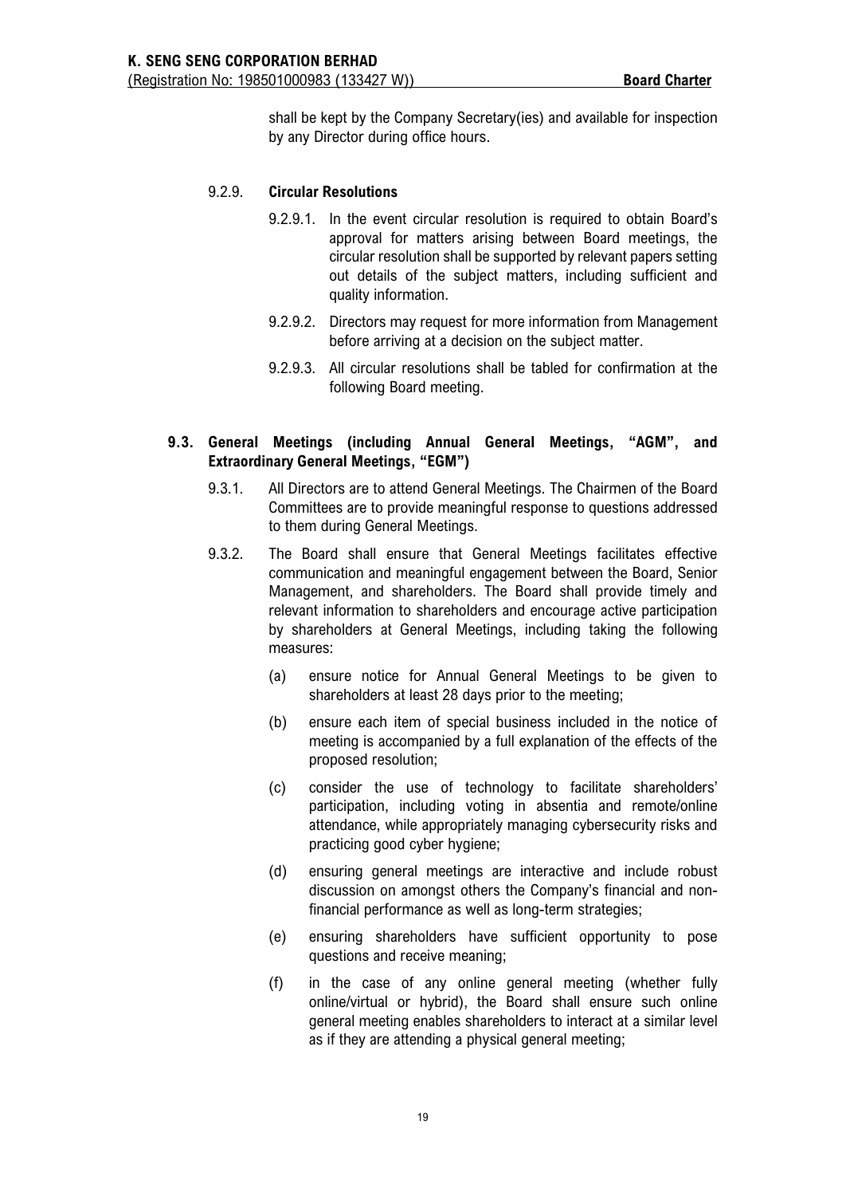shall be kept by the Company Secretary(ies) and available for inspection by any Director during office hours.

#### 9.2.9. Circular Resolutions

9.2.9.1. In the event circular resolution is required to obtain Board's approval for matters arising between Board meetings, the circular resolution shall be supported by relevant papers setting out details of the subject matters, including sufficient and quality information.

9.2.9.2. Directors may request for more information from Management before arriving at a decision on the subject matter.

9.2.9.3. All circular resolutions shall be tabled for confirmation at the following Board meeting.

### 9.3. General Meetings (including Annual General Meetings, "AGM", and Extraordinary General Meetings, "EGM")

9.3.1. All Directors are to attend General Meetings. The Chairmen of the Board Committees are to provide meaningful response to questions addressed to them during General Meetings.

9.3.2. The Board shall ensure that General Meetings facilitates effective communication and meaningful engagement between the Board, Senior Management, and shareholders. The Board shall provide timely and relevant information to shareholders and encourage active participation by shareholders at General Meetings, including taking the following measures:

(a) ensure notice for Annual General Meetings to be given to shareholders at least 28 days prior to the meeting;

(b) ensure each item of special business included in the notice of meeting is accompanied by a full explanation of the effects of the proposed resolution;

(c) consider the use of technology to facilitate shareholders' participation, including voting in absentia and remote/online attendance, while appropriately managing cybersecurity risks and practicing good cyber hygiene;

(d) ensuring general meetings are interactive and include robust discussion on amongst others the Company's financial and non-financial performance as well as long-term strategies;

(e) ensuring shareholders have sufficient opportunity to pose questions and receive meaning;

(f) in the case of any online general meeting (whether fully online/virtual or hybrid), the Board shall ensure such online general meeting enables shareholders to interact at a similar level as if they are attending a physical general meeting;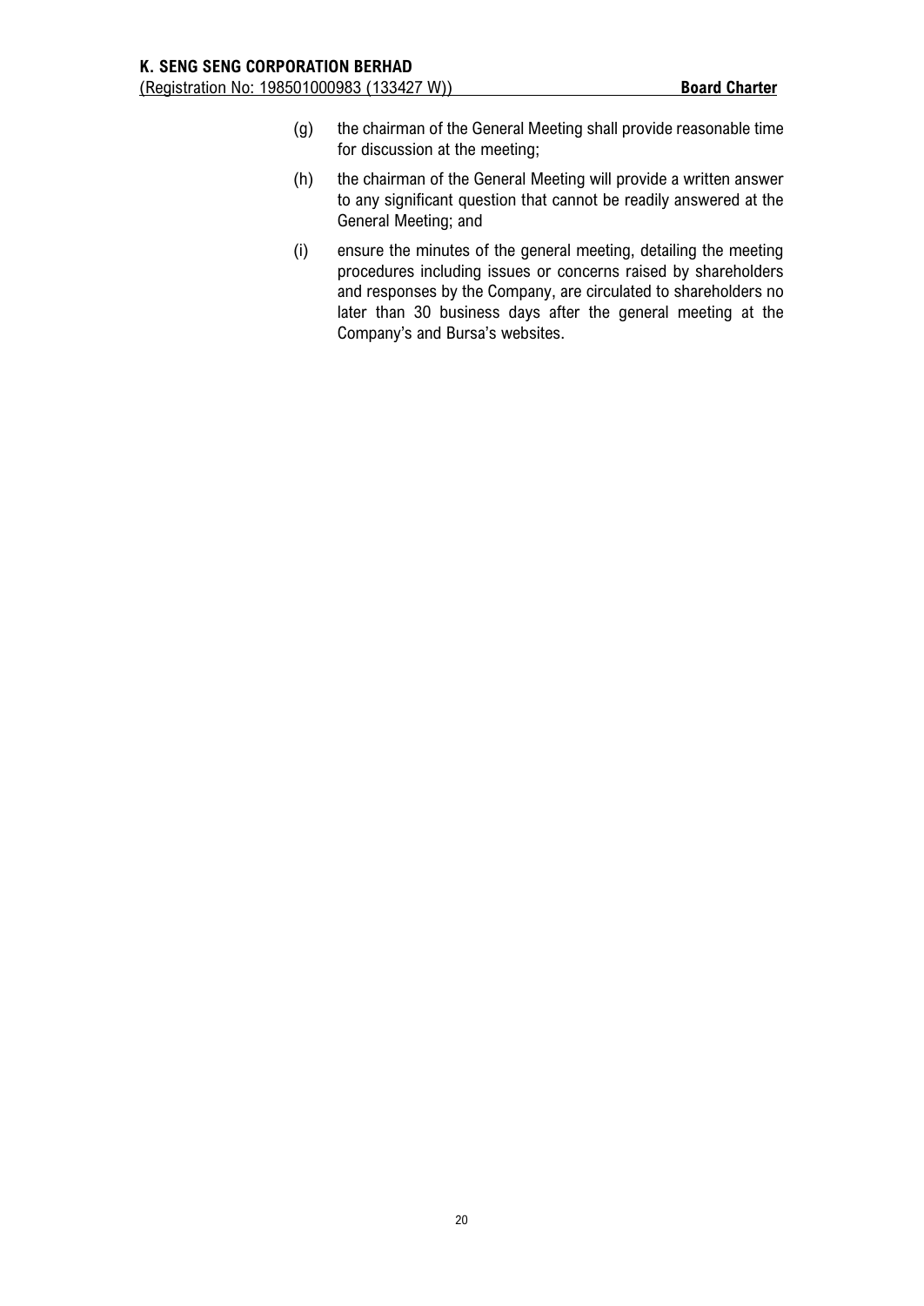(g) the chairman of the General Meeting shall provide reasonable time for discussion at the meeting;

(h) the chairman of the General Meeting will provide a written answer to any significant question that cannot be readily answered at the General Meeting; and

(i) ensure the minutes of the general meeting, detailing the meeting procedures including issues or concerns raised by shareholders and responses by the Company, are circulated to shareholders no later than 30 business days after the general meeting at the Company's and Bursa's websites.